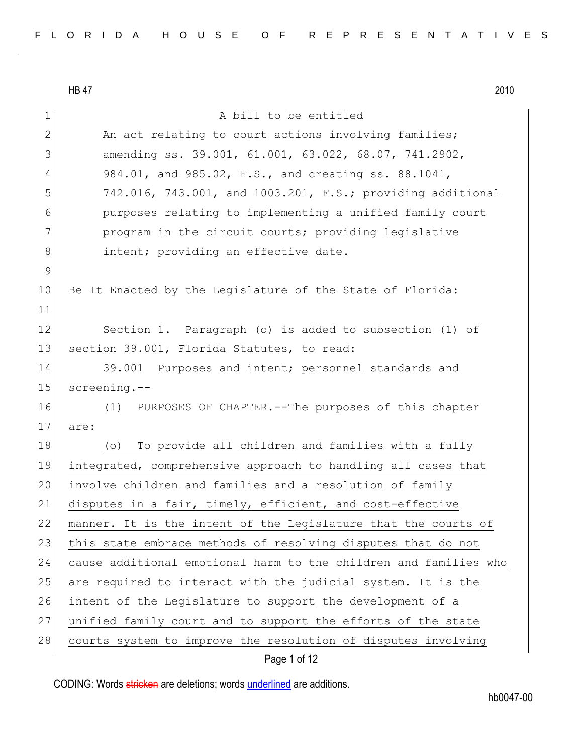HB 47 2010

A bill to be entitled

An act relating to court actions involving families; amending ss. 39.001, 61.001, 63.022, 68.07, 741.2902, 984.01, and 985.02, F.S., and creating ss. 88.1041, 742.016, 743.001, and 1003.201, F.S.; providing additional purposes relating to implementing a unified family court program in the circuit courts; providing legislative intent; providing an effective date.

Be It Enacted by the Legislature of the State of Florida:

Section 1. Paragraph (o) is added to subsection (1) of section 39.001, Florida Statutes, to read:

39.001 Purposes and intent; personnel standards and screening.--

(1) PURPOSES OF CHAPTER.--The purposes of this chapter are:

(o) To provide all children and families with a fully integrated, comprehensive approach to handling all cases that involve children and families and a resolution of family disputes in a fair, timely, efficient, and cost-effective manner. It is the intent of the Legislature that the courts of this state embrace methods of resolving disputes that do not cause additional emotional harm to the children and families who are required to interact with the judicial system. It is the intent of the Legislature to support the development of a unified family court and to support the efforts of the state courts system to improve the resolution of disputes involving

CODING: Words stricken are deletions; words underlined are additions.

hb0047-00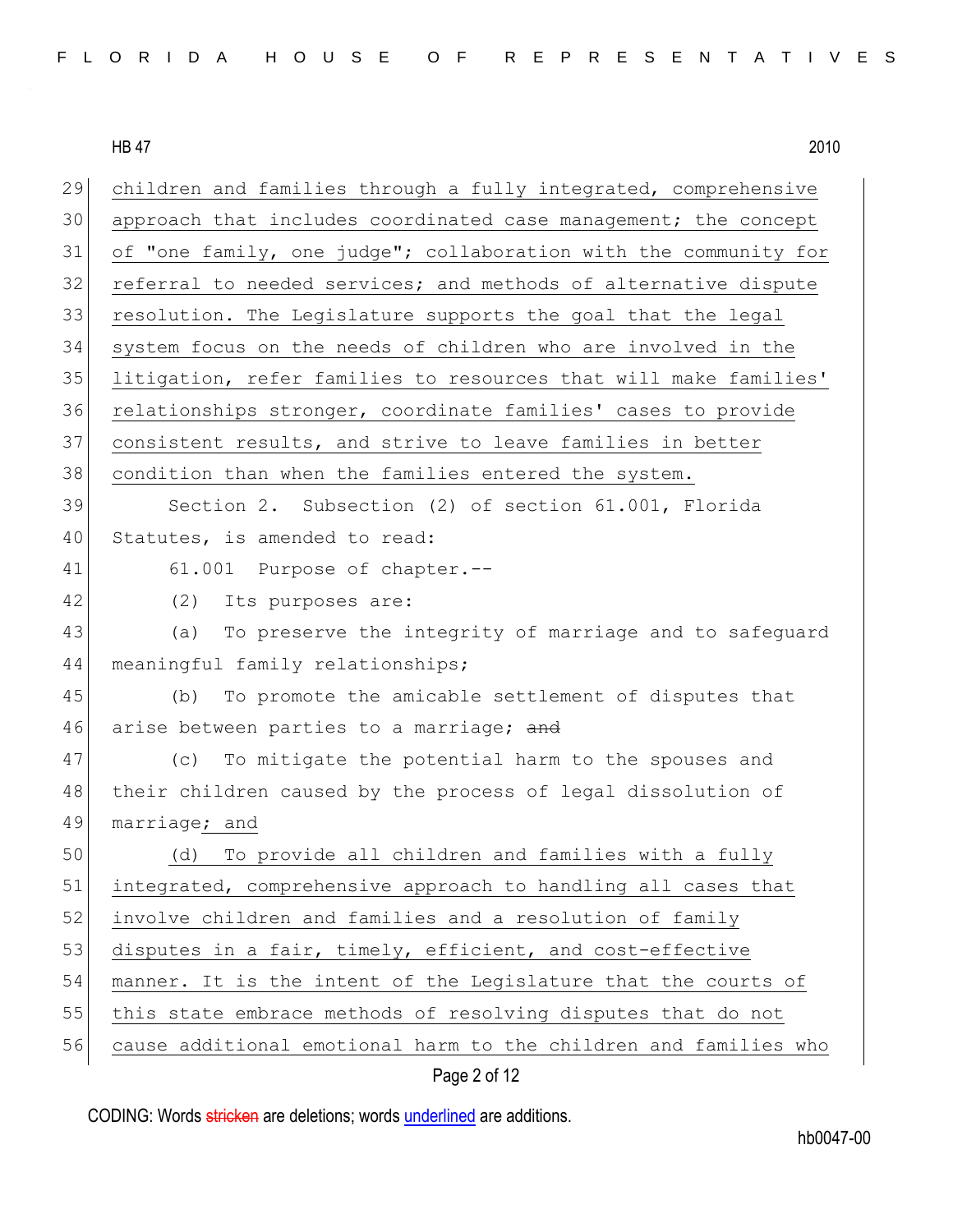children and families through a fully integrated, comprehensive approach that includes coordinated case management; the concept of "one family, one judge"; collaboration with the community for referral to needed services; and methods of alternative dispute resolution. The Legislature supports the goal that the legal system focus on the needs of children who are involved in the litigation, refer families to resources that will make families' relationships stronger, coordinate families' cases to provide consistent results, and strive to leave families in better condition than when the families entered the system.

Section 2. Subsection (2) of section 61.001, Florida Statutes, is amended to read:

61.001 Purpose of chapter.--

(2) Its purposes are:

(a) To preserve the integrity of marriage and to safeguard meaningful family relationships;

(b) To promote the amicable settlement of disputes that arise between parties to a marriage; ~~and~~

(c) To mitigate the potential harm to the spouses and their children caused by the process of legal dissolution of marriage; and

(d) To provide all children and families with a fully integrated, comprehensive approach to handling all cases that involve children and families and a resolution of family disputes in a fair, timely, efficient, and cost-effective manner. It is the intent of the Legislature that the courts of this state embrace methods of resolving disputes that do not cause additional emotional harm to the children and families who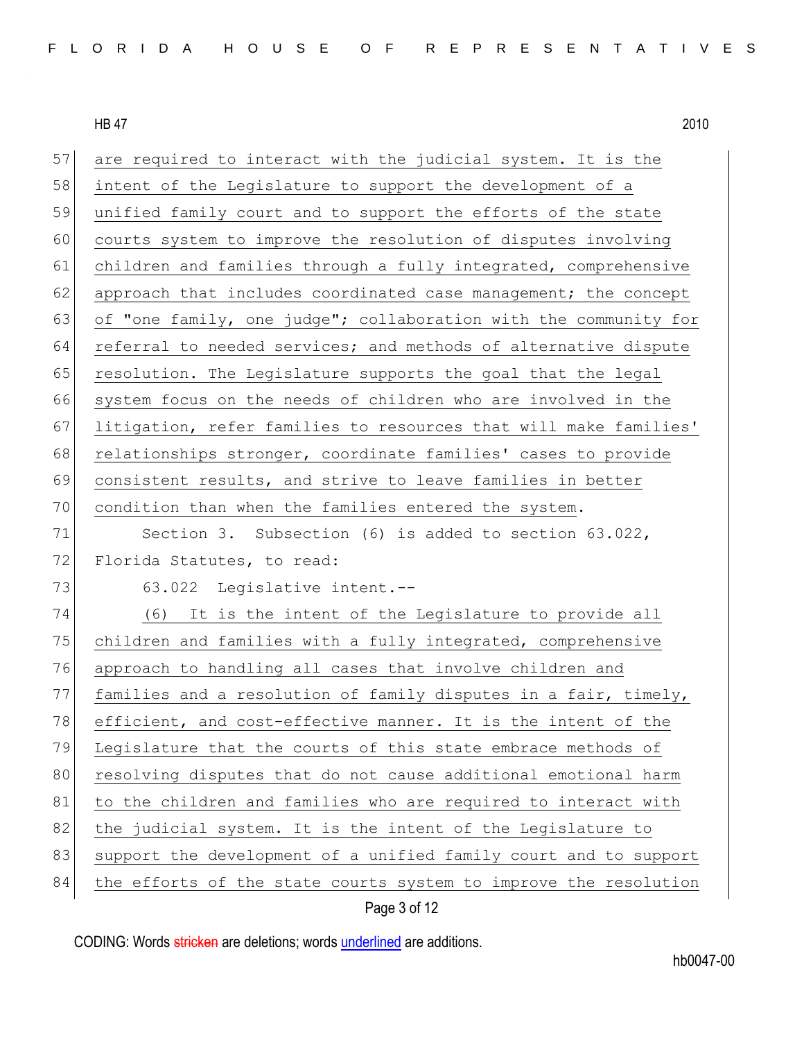are required to interact with the judicial system. It is the intent of the Legislature to support the development of a unified family court and to support the efforts of the state courts system to improve the resolution of disputes involving children and families through a fully integrated, comprehensive approach that includes coordinated case management; the concept of "one family, one judge"; collaboration with the community for referral to needed services; and methods of alternative dispute resolution. The Legislature supports the goal that the legal system focus on the needs of children who are involved in the litigation, refer families to resources that will make families' relationships stronger, coordinate families' cases to provide consistent results, and strive to leave families in better condition than when the families entered the system.

Section 3. Subsection (6) is added to section 63.022, Florida Statutes, to read:

63.022 Legislative intent.--

(6) It is the intent of the Legislature to provide all children and families with a fully integrated, comprehensive approach to handling all cases that involve children and families and a resolution of family disputes in a fair, timely, efficient, and cost-effective manner. It is the intent of the Legislature that the courts of this state embrace methods of resolving disputes that do not cause additional emotional harm to the children and families who are required to interact with the judicial system. It is the intent of the Legislature to support the development of a unified family court and to support the efforts of the state courts system to improve the resolution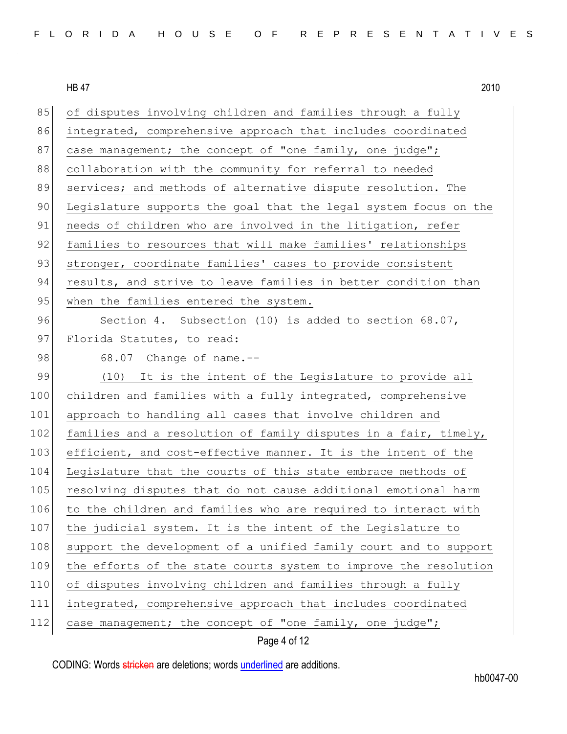of disputes involving children and families through a fully integrated, comprehensive approach that includes coordinated case management; the concept of "one family, one judge"; collaboration with the community for referral to needed services; and methods of alternative dispute resolution. The Legislature supports the goal that the legal system focus on the needs of children who are involved in the litigation, refer families to resources that will make families' relationships stronger, coordinate families' cases to provide consistent results, and strive to leave families in better condition than when the families entered the system.

Section 4. Subsection (10) is added to section 68.07, Florida Statutes, to read:

68.07 Change of name.--

(10) It is the intent of the Legislature to provide all children and families with a fully integrated, comprehensive approach to handling all cases that involve children and families and a resolution of family disputes in a fair, timely, efficient, and cost-effective manner. It is the intent of the Legislature that the courts of this state embrace methods of resolving disputes that do not cause additional emotional harm to the children and families who are required to interact with the judicial system. It is the intent of the Legislature to support the development of a unified family court and to support the efforts of the state courts system to improve the resolution of disputes involving children and families through a fully integrated, comprehensive approach that includes coordinated case management; the concept of "one family, one judge";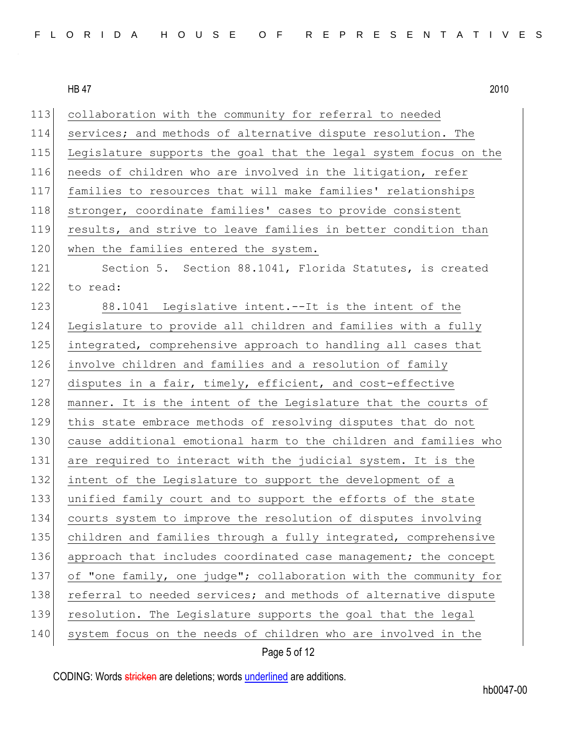collaboration with the community for referral to needed services; and methods of alternative dispute resolution. The Legislature supports the goal that the legal system focus on the needs of children who are involved in the litigation, refer families to resources that will make families' relationships stronger, coordinate families' cases to provide consistent results, and strive to leave families in better condition than when the families entered the system.

Section 5. Section 88.1041, Florida Statutes, is created to read:

88.1041 Legislative intent.--It is the intent of the Legislature to provide all children and families with a fully integrated, comprehensive approach to handling all cases that involve children and families and a resolution of family disputes in a fair, timely, efficient, and cost-effective manner. It is the intent of the Legislature that the courts of this state embrace methods of resolving disputes that do not cause additional emotional harm to the children and families who are required to interact with the judicial system. It is the intent of the Legislature to support the development of a unified family court and to support the efforts of the state courts system to improve the resolution of disputes involving children and families through a fully integrated, comprehensive approach that includes coordinated case management; the concept of "one family, one judge"; collaboration with the community for referral to needed services; and methods of alternative dispute resolution. The Legislature supports the goal that the legal system focus on the needs of children who are involved in the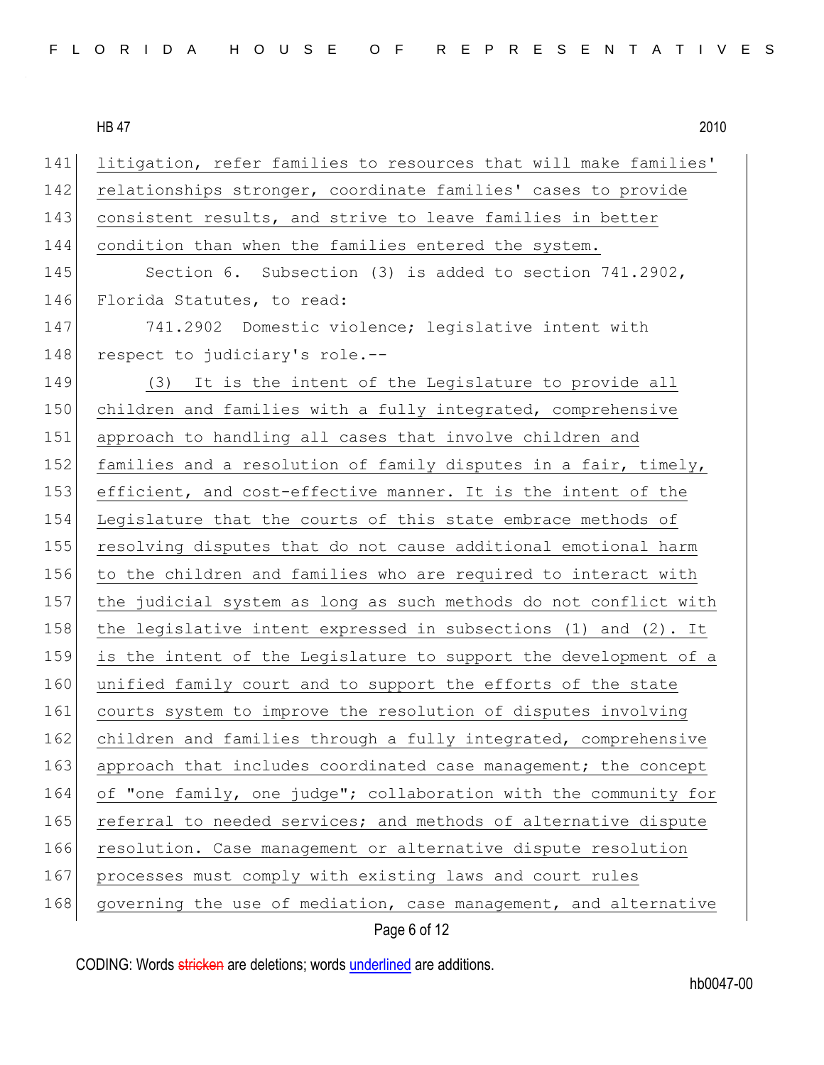litigation, refer families to resources that will make families' relationships stronger, coordinate families' cases to provide consistent results, and strive to leave families in better condition than when the families entered the system.

Section 6. Subsection (3) is added to section 741.2902, Florida Statutes, to read:

741.2902 Domestic violence; legislative intent with respect to judiciary's role.--

(3) It is the intent of the Legislature to provide all children and families with a fully integrated, comprehensive approach to handling all cases that involve children and families and a resolution of family disputes in a fair, timely, efficient, and cost-effective manner. It is the intent of the Legislature that the courts of this state embrace methods of resolving disputes that do not cause additional emotional harm to the children and families who are required to interact with the judicial system as long as such methods do not conflict with the legislative intent expressed in subsections (1) and (2). It is the intent of the Legislature to support the development of a unified family court and to support the efforts of the state courts system to improve the resolution of disputes involving children and families through a fully integrated, comprehensive approach that includes coordinated case management; the concept of "one family, one judge"; collaboration with the community for referral to needed services; and methods of alternative dispute resolution. Case management or alternative dispute resolution processes must comply with existing laws and court rules governing the use of mediation, case management, and alternative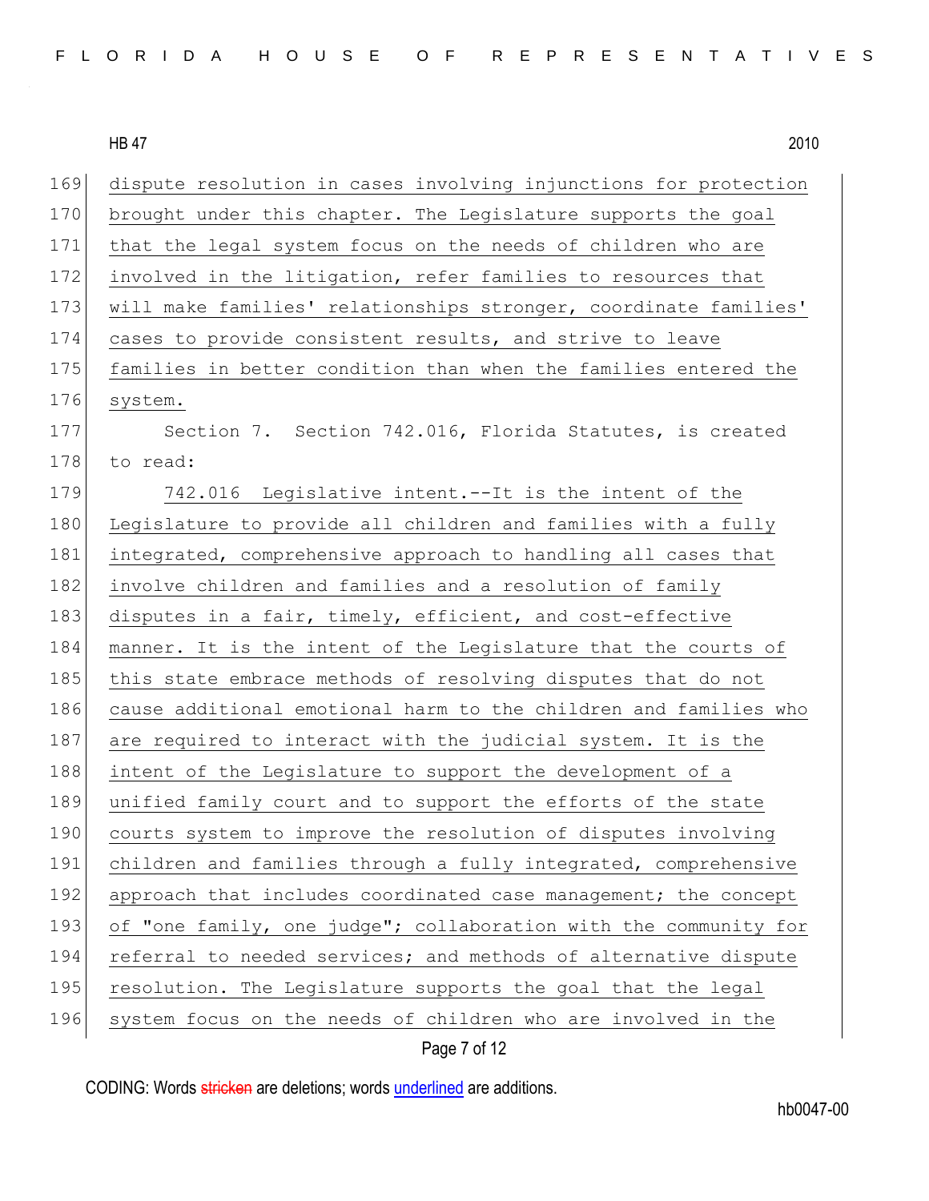dispute resolution in cases involving injunctions for protection brought under this chapter. The Legislature supports the goal that the legal system focus on the needs of children who are involved in the litigation, refer families to resources that will make families' relationships stronger, coordinate families' cases to provide consistent results, and strive to leave families in better condition than when the families entered the system.

Section 7. Section 742.016, Florida Statutes, is created to read:

742.016 Legislative intent.--It is the intent of the Legislature to provide all children and families with a fully integrated, comprehensive approach to handling all cases that involve children and families and a resolution of family disputes in a fair, timely, efficient, and cost-effective manner. It is the intent of the Legislature that the courts of this state embrace methods of resolving disputes that do not cause additional emotional harm to the children and families who are required to interact with the judicial system. It is the intent of the Legislature to support the development of a unified family court and to support the efforts of the state courts system to improve the resolution of disputes involving children and families through a fully integrated, comprehensive approach that includes coordinated case management; the concept of "one family, one judge"; collaboration with the community for referral to needed services; and methods of alternative dispute resolution. The Legislature supports the goal that the legal system focus on the needs of children who are involved in the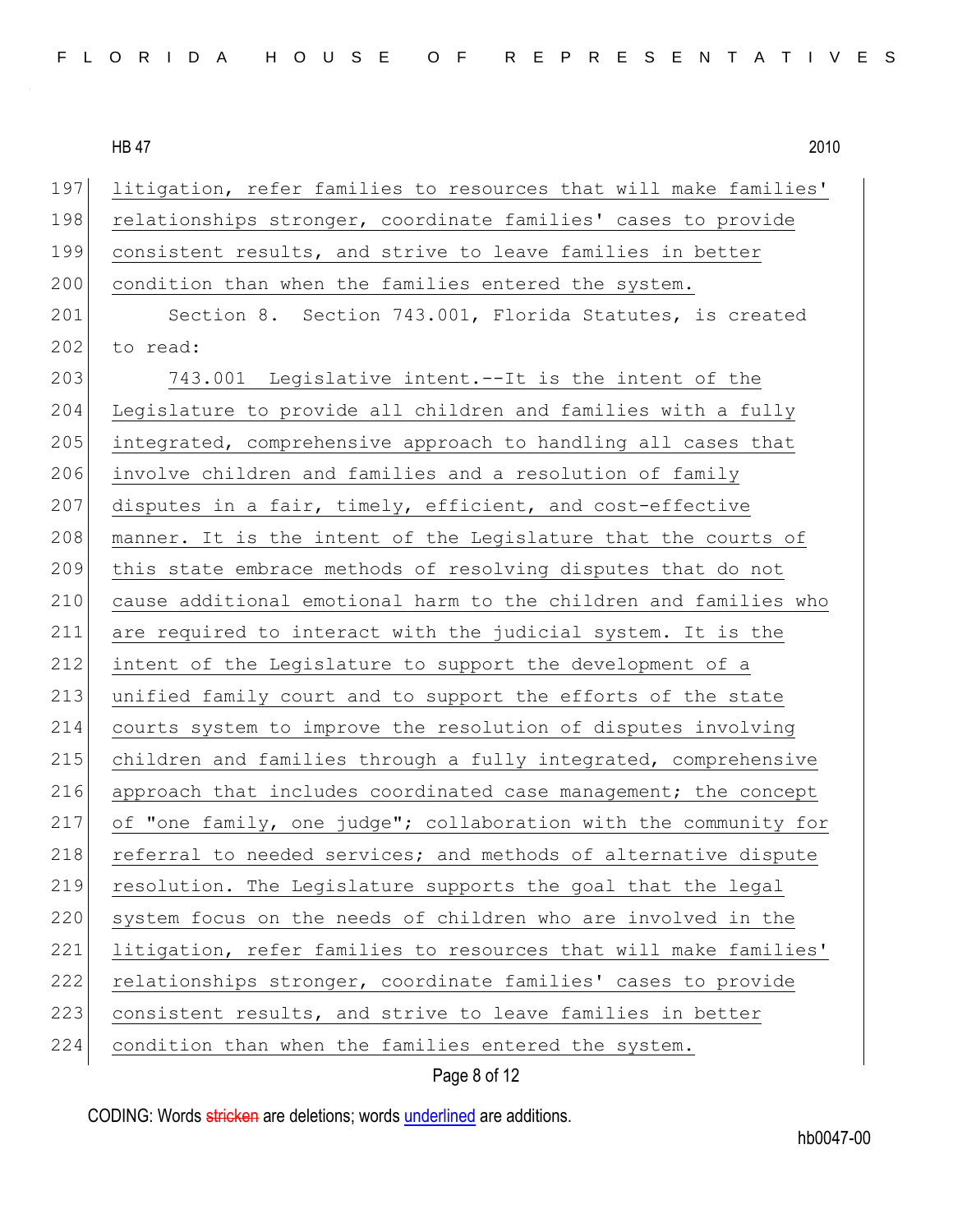litigation, refer families to resources that will make families' relationships stronger, coordinate families' cases to provide consistent results, and strive to leave families in better condition than when the families entered the system.

Section 8. Section 743.001, Florida Statutes, is created to read:

743.001 Legislative intent.--It is the intent of the Legislature to provide all children and families with a fully integrated, comprehensive approach to handling all cases that involve children and families and a resolution of family disputes in a fair, timely, efficient, and cost-effective manner. It is the intent of the Legislature that the courts of this state embrace methods of resolving disputes that do not cause additional emotional harm to the children and families who are required to interact with the judicial system. It is the intent of the Legislature to support the development of a unified family court and to support the efforts of the state courts system to improve the resolution of disputes involving children and families through a fully integrated, comprehensive approach that includes coordinated case management; the concept of "one family, one judge"; collaboration with the community for referral to needed services; and methods of alternative dispute resolution. The Legislature supports the goal that the legal system focus on the needs of children who are involved in the litigation, refer families to resources that will make families' relationships stronger, coordinate families' cases to provide consistent results, and strive to leave families in better condition than when the families entered the system.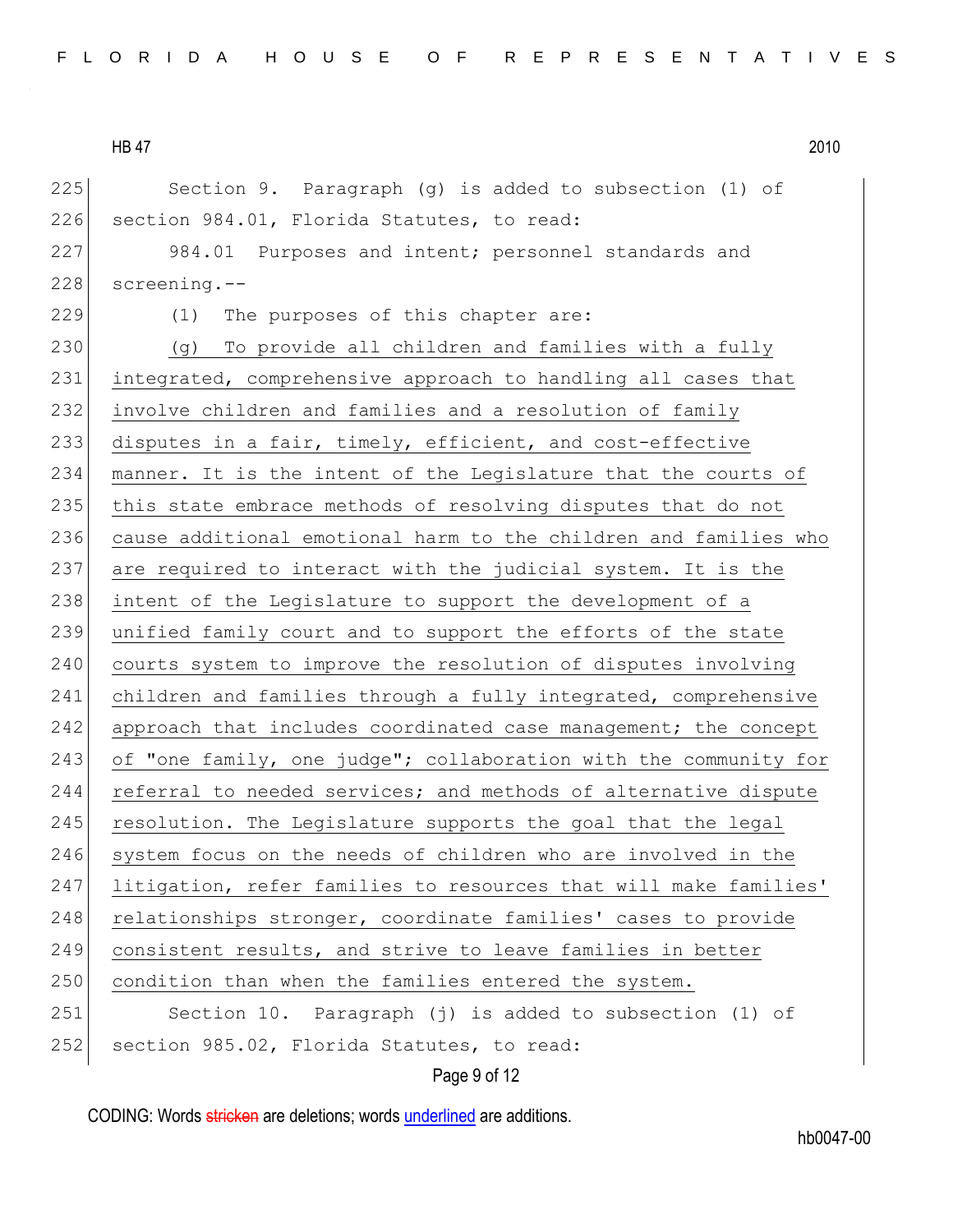Section 9. Paragraph (g) is added to subsection (1) of section 984.01, Florida Statutes, to read:

984.01 Purposes and intent; personnel standards and screening.--

(1) The purposes of this chapter are:

(g) To provide all children and families with a fully integrated, comprehensive approach to handling all cases that involve children and families and a resolution of family disputes in a fair, timely, efficient, and cost-effective manner. It is the intent of the Legislature that the courts of this state embrace methods of resolving disputes that do not cause additional emotional harm to the children and families who are required to interact with the judicial system. It is the intent of the Legislature to support the development of a unified family court and to support the efforts of the state courts system to improve the resolution of disputes involving children and families through a fully integrated, comprehensive approach that includes coordinated case management; the concept of "one family, one judge"; collaboration with the community for referral to needed services; and methods of alternative dispute resolution. The Legislature supports the goal that the legal system focus on the needs of children who are involved in the litigation, refer families to resources that will make families' relationships stronger, coordinate families' cases to provide consistent results, and strive to leave families in better condition than when the families entered the system.

Section 10. Paragraph (j) is added to subsection (1) of section 985.02, Florida Statutes, to read: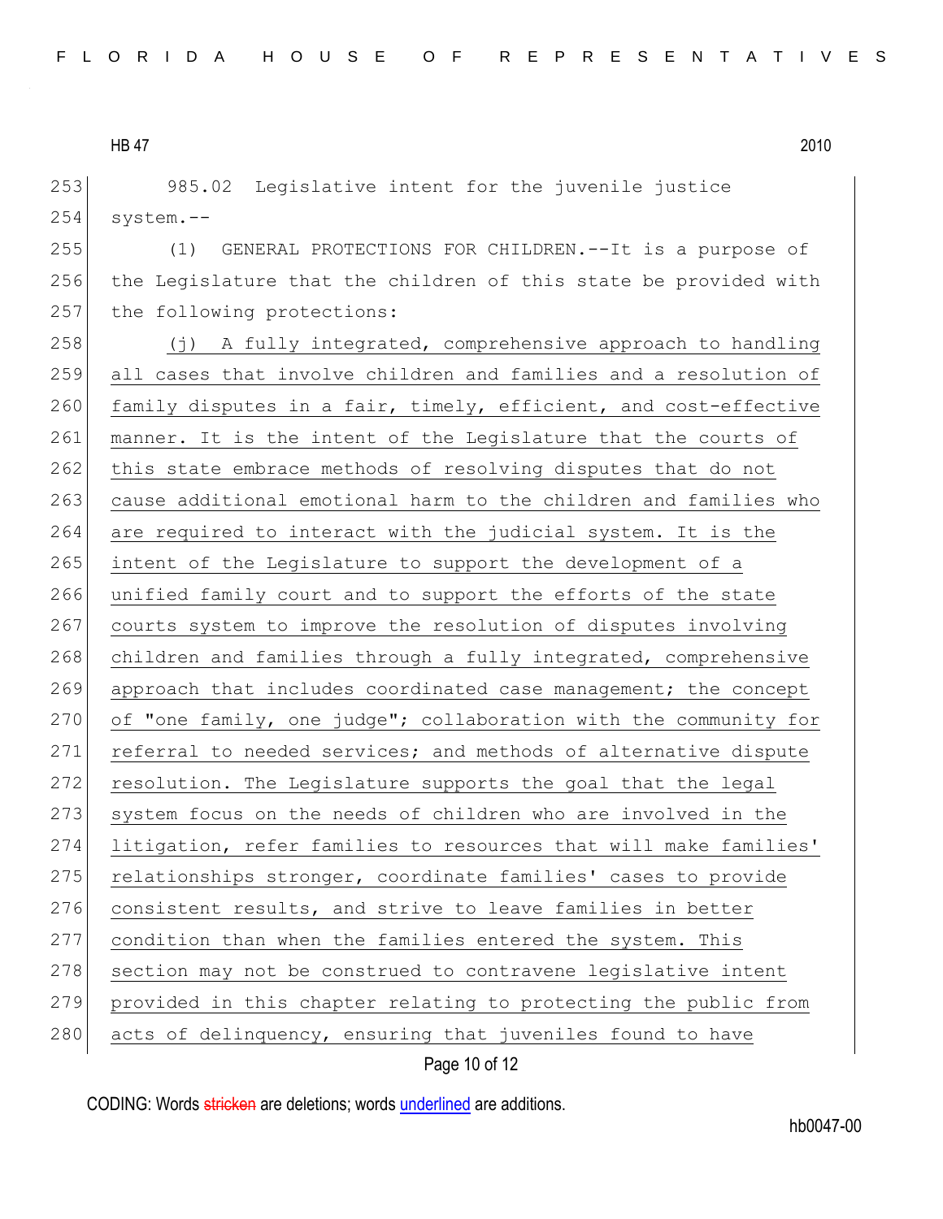985.02 Legislative intent for the juvenile justice system.--

(1) GENERAL PROTECTIONS FOR CHILDREN.--It is a purpose of the Legislature that the children of this state be provided with the following protections:

<u>(j) A fully integrated, comprehensive approach to handling all cases that involve children and families and a resolution of family disputes in a fair, timely, efficient, and cost-effective manner. It is the intent of the Legislature that the courts of this state embrace methods of resolving disputes that do not cause additional emotional harm to the children and families who are required to interact with the judicial system. It is the intent of the Legislature to support the development of a unified family court and to support the efforts of the state courts system to improve the resolution of disputes involving children and families through a fully integrated, comprehensive approach that includes coordinated case management; the concept of "one family, one judge"; collaboration with the community for referral to needed services; and methods of alternative dispute resolution. The Legislature supports the goal that the legal system focus on the needs of children who are involved in the litigation, refer families to resources that will make families' relationships stronger, coordinate families' cases to provide consistent results, and strive to leave families in better condition than when the families entered the system. This section may not be construed to contravene legislative intent provided in this chapter relating to protecting the public from acts of delinquency, ensuring that juveniles found to have</u>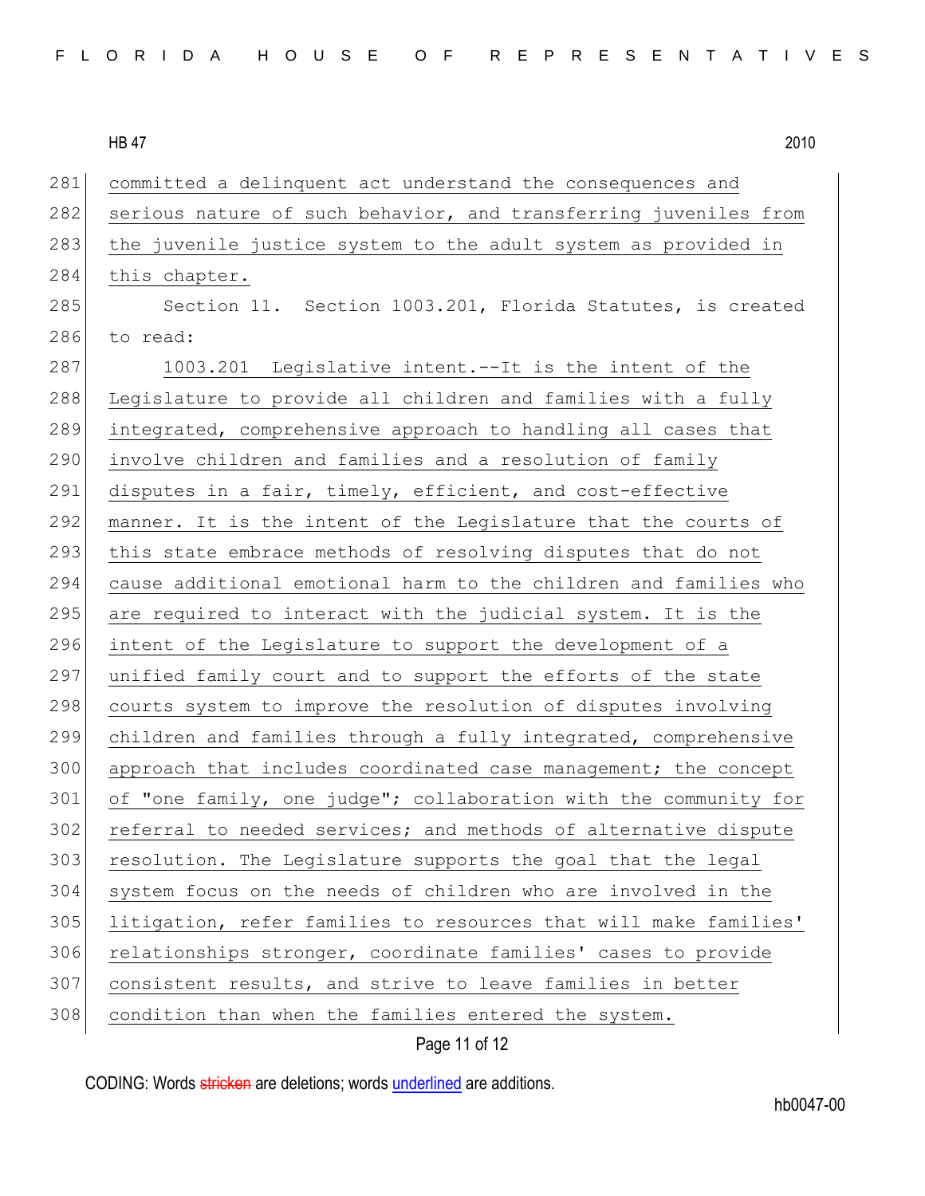committed a delinquent act understand the consequences and serious nature of such behavior, and transferring juveniles from the juvenile justice system to the adult system as provided in this chapter.

Section 11. Section 1003.201, Florida Statutes, is created to read:

1003.201 Legislative intent.--It is the intent of the Legislature to provide all children and families with a fully integrated, comprehensive approach to handling all cases that involve children and families and a resolution of family disputes in a fair, timely, efficient, and cost-effective manner. It is the intent of the Legislature that the courts of this state embrace methods of resolving disputes that do not cause additional emotional harm to the children and families who are required to interact with the judicial system. It is the intent of the Legislature to support the development of a unified family court and to support the efforts of the state courts system to improve the resolution of disputes involving children and families through a fully integrated, comprehensive approach that includes coordinated case management; the concept of "one family, one judge"; collaboration with the community for referral to needed services; and methods of alternative dispute resolution. The Legislature supports the goal that the legal system focus on the needs of children who are involved in the litigation, refer families to resources that will make families' relationships stronger, coordinate families' cases to provide consistent results, and strive to leave families in better condition than when the families entered the system.

CODING: Words stricken are deletions; words underlined are additions.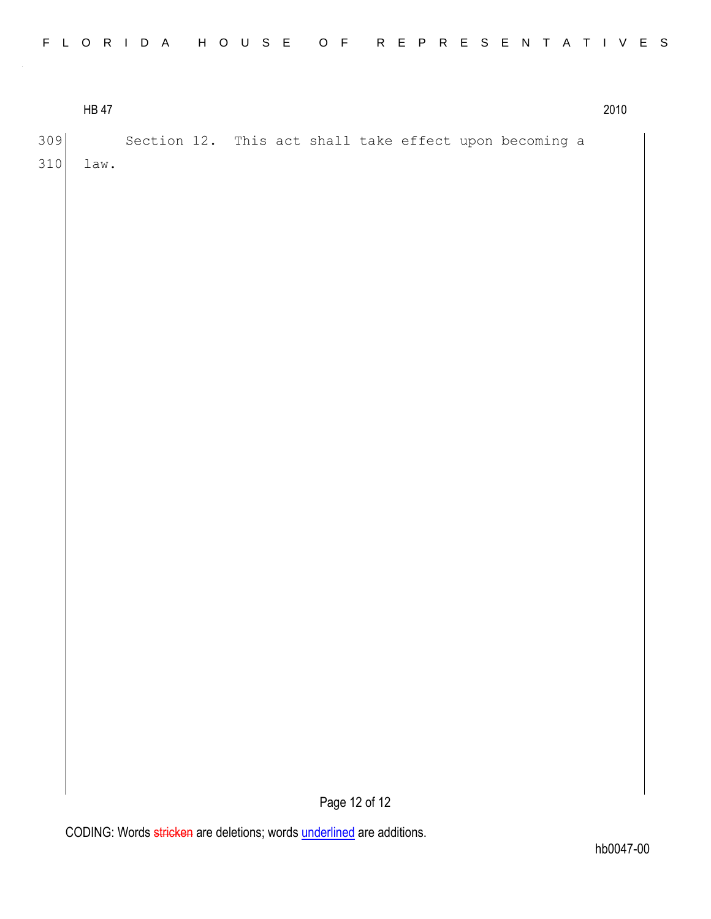Section 12. This act shall take effect upon becoming a law.